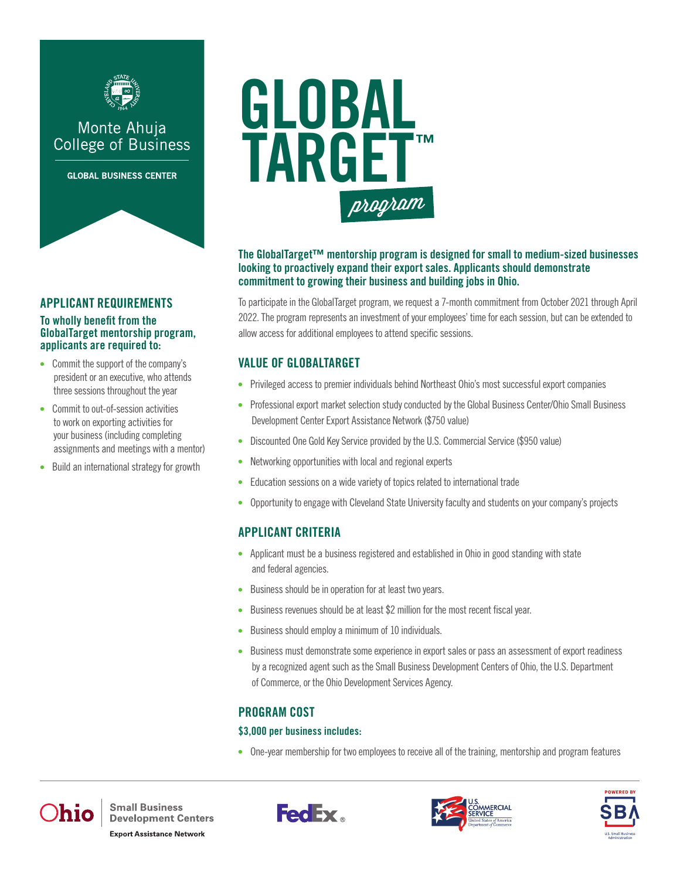Monte Ahuja College of Business

GLOBAL BUSINESS CENTER

# GLOBAL TARGET™ program

**The GlobalTarget™ mentorship program is designed for small to medium-sized businesses looking to proactively expand their export sales. Applicants should demonstrate commitment to growing their business and building jobs in Ohio.**

To participate in the GlobalTarget program, we request a 7-month commitment from October 2021 through April 2022. The program represents an investment of your employees' time for each session, but can be extended to allow access for additional employees to attend specific sessions.

## APPLICANT REQUIREMENTS

### To wholly benefit from the GlobalTarget mentorship program, applicants are required to:

- Commit the support of the company's president or an executive, who attends three sessions throughout the year
- Commit to out-of-session activities to work on exporting activities for your business (including completing assignments and meetings with a mentor)
- Build an international strategy for growth

## VALUE OF GLOBALTARGET

- Privileged access to premier individuals behind Northeast Ohio's most successful export companies
- Professional export market selection study conducted by the Global Business Center/Ohio Small Business Development Center Export Assistance Network ($750 value)
- Discounted One Gold Key Service provided by the U.S. Commercial Service ($950 value)
- Networking opportunities with local and regional experts
- Education sessions on a wide variety of topics related to international trade
- Opportunity to engage with Cleveland State University faculty and students on your company's projects

## APPLICANT CRITERIA

- Applicant must be a business registered and established in Ohio in good standing with state and federal agencies.
- Business should be in operation for at least two years.
- Business revenues should be at least $2 million for the most recent fiscal year.
- Business should employ a minimum of 10 individuals.
- Business must demonstrate some experience in export sales or pass an assessment of export readiness by a recognized agent such as the Small Business Development Centers of Ohio, the U.S. Department of Commerce, or the Ohio Development Services Agency.

## PROGRAM COST

### $3,000 per business includes:

- One-year membership for two employees to receive all of the training, mentorship and program features

Ohio Small Business Development Centers Export Assistance Network | FedEx | U.S. Commercial Service, United States of America Department of Commerce | Powered by SBA U.S. Small Business Administration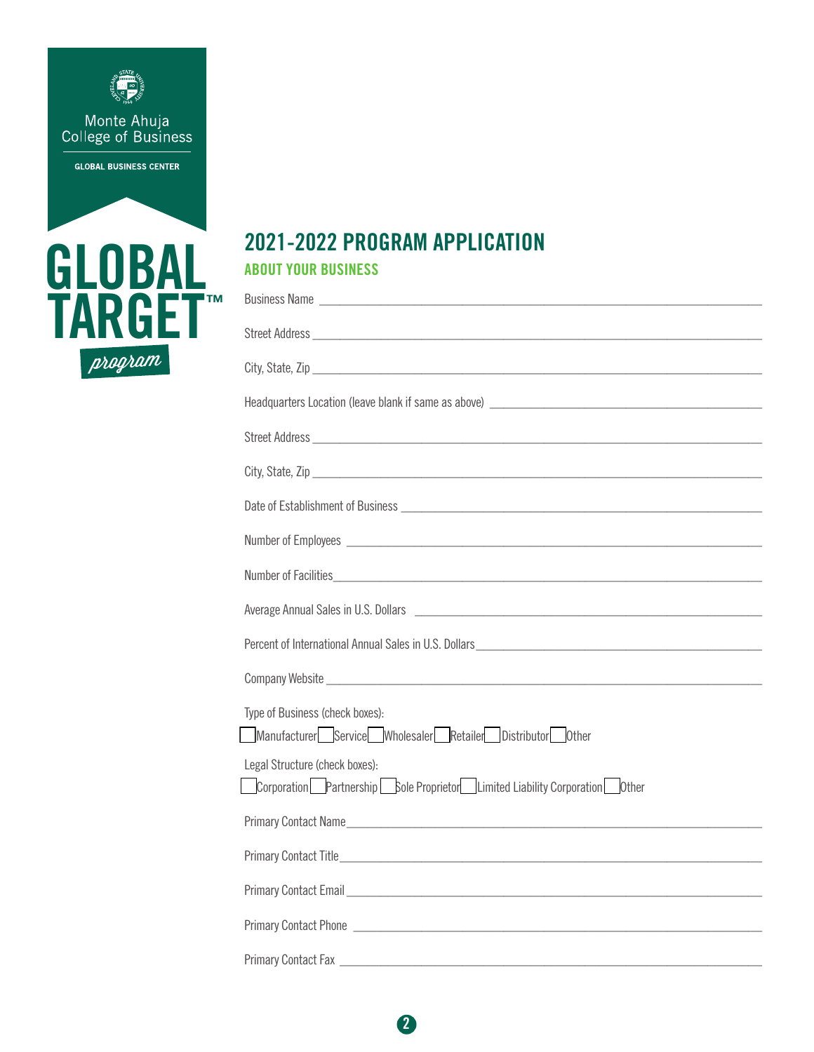Monte Ahuja College of Business

GLOBAL BUSINESS CENTER

GLOBAL TARGET™ *program*

# 2021-2022 PROGRAM APPLICATION

## ABOUT YOUR BUSINESS

Business Name ___________________________________________

Street Address ___________________________________________

City, State, Zip ___________________________________________

Headquarters Location (leave blank if same as above) ___________________________________________

Street Address ___________________________________________

City, State, Zip ___________________________________________

Date of Establishment of Business ___________________________________________

Number of Employees ___________________________________________

Number of Facilities ___________________________________________

Average Annual Sales in U.S. Dollars ___________________________________________

Percent of International Annual Sales in U.S. Dollars ___________________________________________

Company Website ___________________________________________

Type of Business (check boxes):

☐ Manufacturer ☐ Service ☐ Wholesaler ☐ Retailer ☐ Distributor ☐ Other

Legal Structure (check boxes):

☐ Corporation ☐ Partnership ☐ Sole Proprietor ☐ Limited Liability Corporation ☐ Other

Primary Contact Name ___________________________________________

Primary Contact Title ___________________________________________

Primary Contact Email ___________________________________________

Primary Contact Phone ___________________________________________

Primary Contact Fax ___________________________________________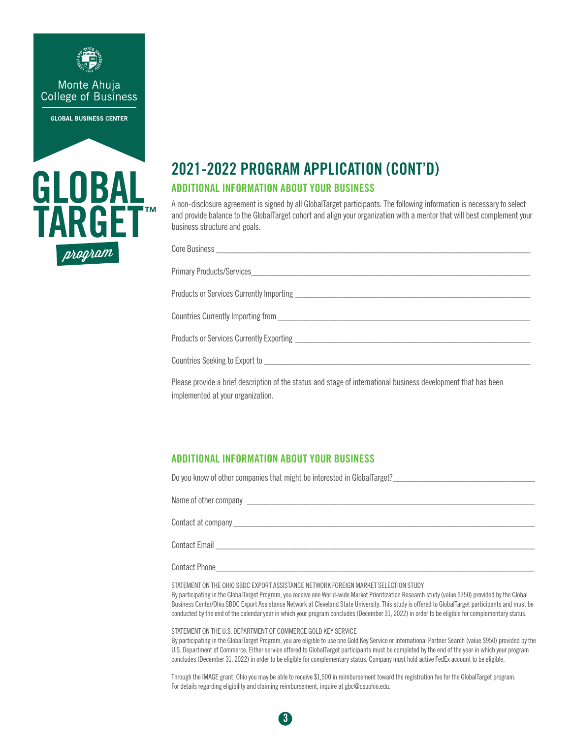Monte Ahuja College of Business

GLOBAL BUSINESS CENTER

GLOBAL TARGET™ *program*

# 2021-2022 PROGRAM APPLICATION (CONT'D)

## ADDITIONAL INFORMATION ABOUT YOUR BUSINESS

A non-disclosure agreement is signed by all GlobalTarget participants. The following information is necessary to select and provide balance to the GlobalTarget cohort and align your organization with a mentor that will best complement your business structure and goals.

Core Business ____________________

Primary Products/Services ____________________

Products or Services Currently Importing ____________________

Countries Currently Importing from ____________________

Products or Services Currently Exporting ____________________

Countries Seeking to Export to ____________________

Please provide a brief description of the status and stage of international business development that has been implemented at your organization.

## ADDITIONAL INFORMATION ABOUT YOUR BUSINESS

Do you know of other companies that might be interested in GlobalTarget? ____________________

Name of other company ____________________

Contact at company ____________________

Contact Email ____________________

Contact Phone ____________________

STATEMENT ON THE OHIO SBDC EXPORT ASSISTANCE NETWORK FOREIGN MARKET SELECTION STUDY
By participating in the GlobalTarget Program, you receive one World-wide Market Prioritization Research study (value $750) provided by the Global Business Center/Ohio SBDC Export Assistance Network at Cleveland State University. This study is offered to GlobalTarget participants and must be conducted by the end of the calendar year in which your program concludes (December 31, 2022) in order to be eligible for complementary status.

STATEMENT ON THE U.S. DEPARTMENT OF COMMERCE GOLD KEY SERVICE
By participating in the GlobalTarget Program, you are eligible to use one Gold Key Service or International Partner Search (value $950) provided by the U.S. Department of Commerce. Either service offered to GlobalTarget participants must be completed by the end of the year in which your program concludes (December 31, 2022) in order to be eligible for complementary status. Company must hold active FedEx account to be eligible.

Through the IMAGE grant, Ohio you may be able to receive $1,500 in reimbursement toward the registration fee for the GlobalTarget program. For details regarding eligibility and claiming reimbursement, inquire at gbc@csuohio.edu.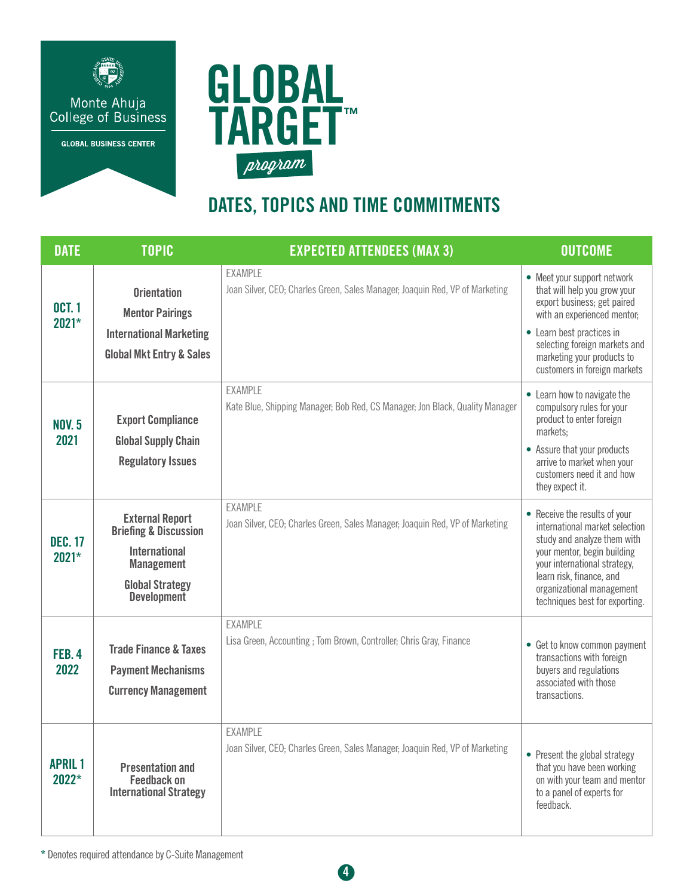Monte Ahuja College of Business

GLOBAL BUSINESS CENTER

# GLOBAL TARGET™ *program*

## DATES, TOPICS AND TIME COMMITMENTS

| DATE | TOPIC | EXPECTED ATTENDEES (MAX 3) | OUTCOME |
|---|---|---|---|
| **OCT. 1 2021*** | **Orientation**<br>**Mentor Pairings**<br>**International Marketing**<br>**Global Mkt Entry & Sales** | EXAMPLE<br>Joan Silver, CEO; Charles Green, Sales Manager; Joaquin Red, VP of Marketing | • Meet your support network that will help you grow your export business; get paired with an experienced mentor;<br>• Learn best practices in selecting foreign markets and marketing your products to customers in foreign markets |
| **NOV. 5 2021** | **Export Compliance**<br>**Global Supply Chain**<br>**Regulatory Issues** | EXAMPLE<br>Kate Blue, Shipping Manager; Bob Red, CS Manager; Jon Black, Quality Manager | • Learn how to navigate the compulsory rules for your product to enter foreign markets;<br>• Assure that your products arrive to market when your customers need it and how they expect it. |
| **DEC. 17 2021*** | **External Report Briefing & Discussion**<br>**International Management**<br>**Global Strategy Development** | EXAMPLE<br>Joan Silver, CEO; Charles Green, Sales Manager; Joaquin Red, VP of Marketing | • Receive the results of your international market selection study and analyze them with your mentor, begin building your international strategy, learn risk, finance, and organizational management techniques best for exporting. |
| **FEB. 4 2022** | **Trade Finance & Taxes**<br>**Payment Mechanisms**<br>**Currency Management** | EXAMPLE<br>Lisa Green, Accounting ; Tom Brown, Controller; Chris Gray, Finance | • Get to know common payment transactions with foreign buyers and regulations associated with those transactions. |
| **APRIL 1 2022*** | **Presentation and Feedback on International Strategy** | EXAMPLE<br>Joan Silver, CEO; Charles Green, Sales Manager; Joaquin Red, VP of Marketing | • Present the global strategy that you have been working on with your team and mentor to a panel of experts for feedback. |

* Denotes required attendance by C-Suite Management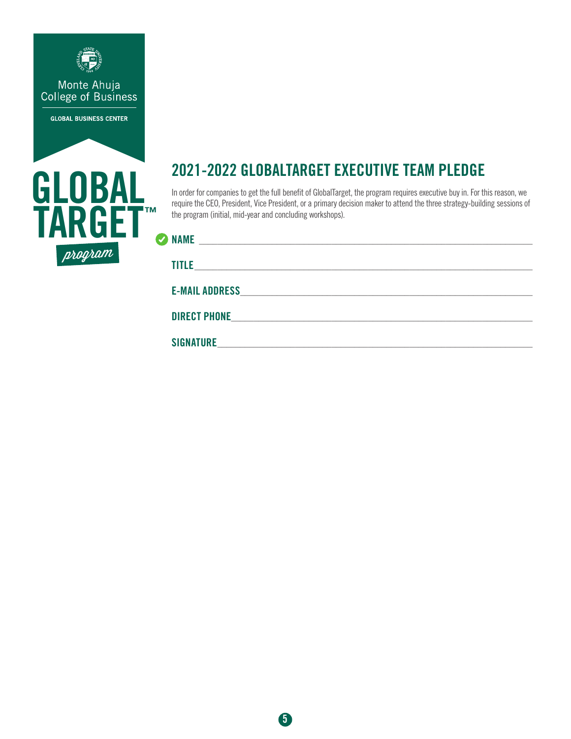Monte Ahuja College of Business

GLOBAL BUSINESS CENTER

GLOBAL TARGET™ *program*

## 2021-2022 GLOBALTARGET EXECUTIVE TEAM PLEDGE

In order for companies to get the full benefit of GlobalTarget, the program requires executive buy in. For this reason, we require the CEO, President, Vice President, or a primary decision maker to attend the three strategy-building sessions of the program (initial, mid-year and concluding workshops).

**NAME** ______________________________________________

**TITLE** ______________________________________________

**E-MAIL ADDRESS** ______________________________________

**DIRECT PHONE** ________________________________________

**SIGNATURE** __________________________________________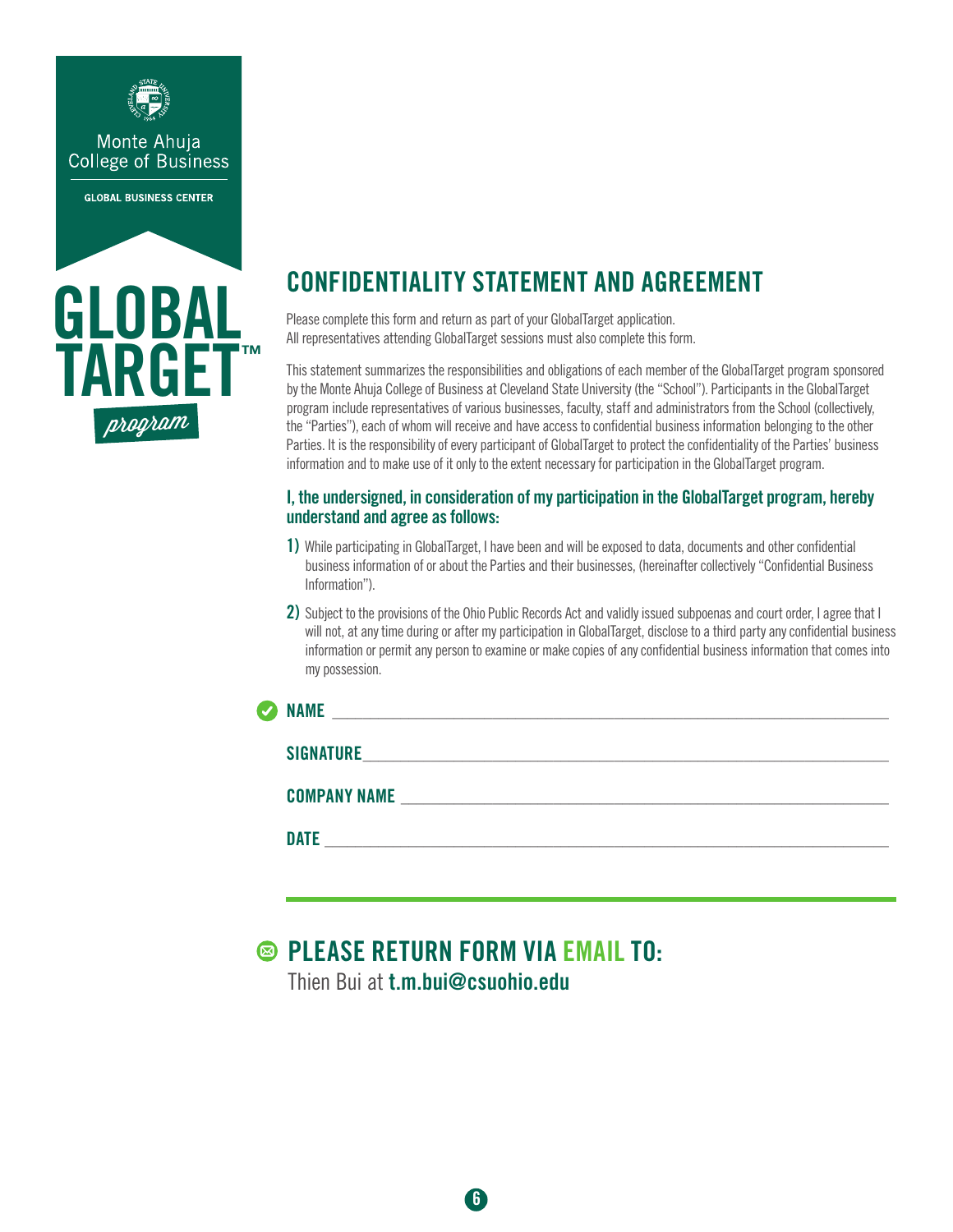Monte Ahuja College of Business

GLOBAL BUSINESS CENTER

GLOBAL TARGET™ *program*

# CONFIDENTIALITY STATEMENT AND AGREEMENT

Please complete this form and return as part of your GlobalTarget application.
All representatives attending GlobalTarget sessions must also complete this form.

This statement summarizes the responsibilities and obligations of each member of the GlobalTarget program sponsored by the Monte Ahuja College of Business at Cleveland State University (the "School"). Participants in the GlobalTarget program include representatives of various businesses, faculty, staff and administrators from the School (collectively, the "Parties"), each of whom will receive and have access to confidential business information belonging to the other Parties. It is the responsibility of every participant of GlobalTarget to protect the confidentiality of the Parties' business information and to make use of it only to the extent necessary for participation in the GlobalTarget program.

### I, the undersigned, in consideration of my participation in the GlobalTarget program, hereby understand and agree as follows:

**1)** While participating in GlobalTarget, I have been and will be exposed to data, documents and other confidential business information of or about the Parties and their businesses, (hereinafter collectively "Confidential Business Information").

**2)** Subject to the provisions of the Ohio Public Records Act and validly issued subpoenas and court order, I agree that I will not, at any time during or after my participation in GlobalTarget, disclose to a third party any confidential business information or permit any person to examine or make copies of any confidential business information that comes into my possession.

**NAME** ______________________________

**SIGNATURE** ______________________________

**COMPANY NAME** ______________________________

**DATE** ______________________________

## PLEASE RETURN FORM VIA EMAIL TO:

Thien Bui at **t.m.bui@csuohio.edu**